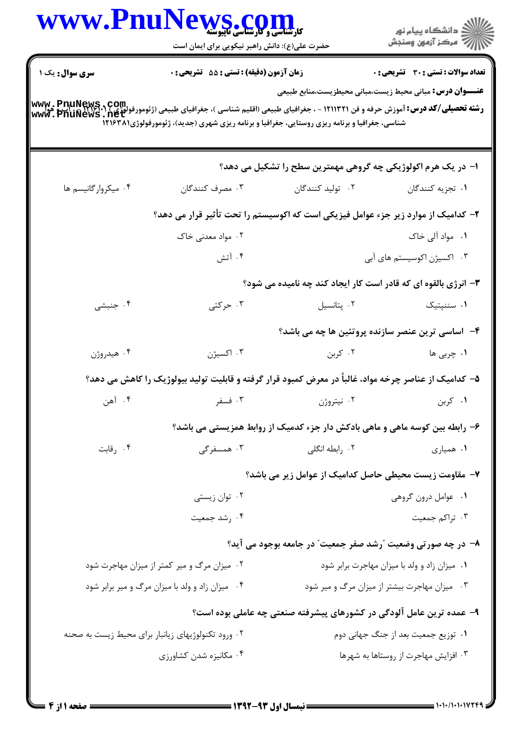کارشناسی و کارشناسی ناپیوسته

حضرت علی(ع): دانش راهبر نیکویی برای ایمان است

دانشگاه پیام نور
مرکز آزمون وسنجش

**سری سوال:** یک ۱ | **زمان آزمون (دقیقه) : تستی : ۵۵ تشریحی : ۰** | **تعداد سوالات : تستی : ۳۰ تشریحی : ۰**

**عنـــوان درس:** مبانی محیط زیست،مبانی محیطزیست،منابع طبیعی

**رشته تحصیلی/کد درس:** آموزش حرفه و فن ۱۲۱۱۳۲۱ - ، جغرافیای طبیعی (اقلیم شناسی )، جغرافیای طبیعی (ژئومورفولوژی ) ۱۲۱۶۰۰۱ - ، آب و هوا شناسی، جغرافیا و برنامه ریزی روستایی، جغرافیا و برنامه ریزی شهری (جدید)، ژئومورفولوژی۱۲۱۶۳۸۱

**۱- در یک هرم اکولوژیکی چه گروهی مهمترین سطح را تشکیل می دهد؟**

۱. تجزیه کنندگان
۲. تولید کنندگان
۳. مصرف کنندگان
۴. میکروارگانیسم ها

**۲- کدامیک از موارد زیر جزء عوامل فیزیکی است که اکوسیستم را تحت تأثیر قرار می دهد؟**

۱. مواد آلی خاک
۲. مواد معدنی خاک
۳. اکسیژن اکوسیستم های آبی
۴. آتش

**۳- انرژی بالقوه ای که قادر است کار ایجاد کند چه نامیده می شود؟**

۱. سنتپتیک
۲. پتانسیل
۳. حرکتی
۴. جنبشی

**۴- اساسی ترین عنصر سازنده پروتئین ها چه می باشد؟**

۱. چربی ها
۲. کربن
۳. اکسیژن
۴. هیدروژن

**۵- کدامیک از عناصر چرخه مواد، غالباً در معرض کمبود قرار گرفته و قابلیت تولید بیولوژیک را کاهش می دهد؟**

۱. کربن
۲. نیتروژن
۳. فسفر
۴. آهن

**۶- رابطه بین کوسه ماهی و ماهی بادکش دار جزء کدمیک از روابط همزیستی می باشد؟**

۱. همیاری
۲. رابطه انگلی
۳. همسفرگی
۴. رقابت

**۷- مقاومت زیست محیطی حاصل کدامیک از عوامل زیر می باشد؟**

۱. عوامل درون گروهی
۲. توان زیستی
۳. تراکم جمعیت
۴. رشد جمعیت

**۸- در چه صورتی وضعیت "رشد صفر جمعیت" در جامعه بوجود می آید؟**

۱. میزان زاد و ولد با میزان مهاجرت برابر شود
۲. میزان مرگ و میر کمتر از میزان مهاجرت شود
۳. میزان مهاجرت بیشتر از میزان مرگ و میر شود
۴. میزان زاد و ولد با میزان مرگ و میر برابر شود

**۹- عمده ترین عامل آلودگی در کشورهای پیشرفته صنعتی چه عاملی بوده است؟**

۱. توزیع جمعیت بعد از جنگ جهانی دوم
۲. ورود تکنولوژیهای زیانبار برای محیط زیست به صحنه
۳. افزایش مهاجرت از روستاها به شهرها
۴. مکانیزه شدن کشاورزی

نیمسال اول ۹۳-۱۳۹۲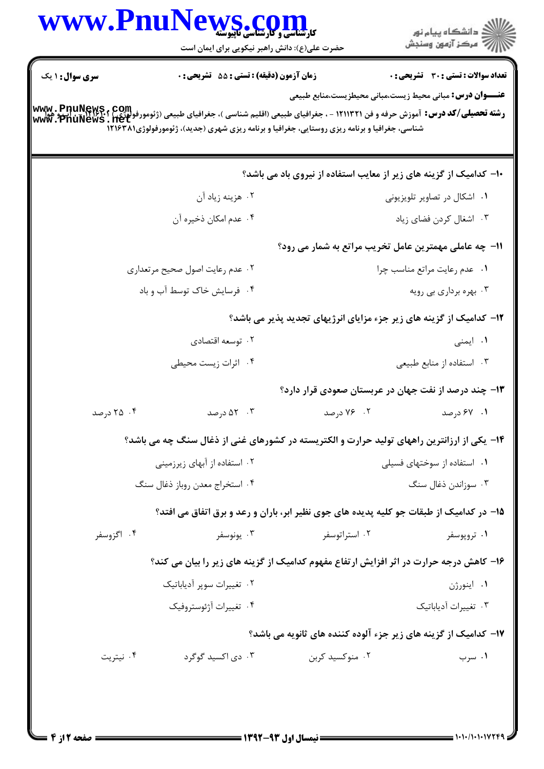**سری سوال:** ۱ یک | **زمان آزمون (دقیقه) : تستی :** ۵۵ **تشریحی :** ۰ | **تعداد سوالات : تستی :** ۳۰ **تشریحی :** ۰

**عنـــوان درس:** مبانی محیط زیست،مبانی محیطزیست،منابع طبیعی

**رشته تحصیلی/کد درس:** آموزش حرفه و فن ۱۲۱۱۳۲۱ - ، جغرافیای طبیعی (اقلیم شناسی )، جغرافیای طبیعی (ژئومورفولوژی) ۱۲۱۶۱۰۱ - ، آب و هوا شناسی، جغرافیا و برنامه ریزی روستایی، جغرافیا و برنامه ریزی شهری (جدید)، ژئومورفولوژی۱۲۱۶۳۸۱

---

۱۰- کدامیک از گزینه های زیر از معایب استفاده از نیروی باد می باشد؟

۱. اشکال در تصاویر تلویزیونی
۲. هزینه زیاد آن
۳. اشغال کردن فضای زیاد
۴. عدم امکان ذخیره آن

۱۱- چه عاملی مهمترین عامل تخریب مراتع به شمار می رود؟

۱. عدم رعایت مراتع مناسب چرا
۲. عدم رعایت اصول صحیح مرتعداری
۳. بهره برداری بی رویه
۴. فرسایش خاک توسط آب و باد

۱۲- کدامیک از گزینه های زیر جزء مزایای انرژیهای تجدید پذیر می باشد؟

۱. ایمنی
۲. توسعه اقتصادی
۳. استفاده از منابع طبیعی
۴. اثرات زیست محیطی

۱۳- چند درصد از نفت جهان در عربستان صعودی قرار دارد؟

۱. ۶۷ درصد
۲. ۷۶ درصد
۳. ۵۲ درصد
۴. ۲۵ درصد

۱۴- یکی از ارزانترین راههای تولید حرارت و الکتریسته در کشورهای غنی از ذغال سنگ چه می باشد؟

۱. استفاده از سوختهای فسیلی
۲. استفاده از آبهای زیرزمینی
۳. سوزاندن ذغال سنگ
۴. استخراج معدن روباز ذغال سنگ

۱۵- در کدامیک از طبقات جو کلیه پدیده های جوی نظیر ابر، باران و رعد و برق اتفاق می افتد؟

۱. تروپوسفر
۲. استراتوسفر
۳. یونوسفر
۴. اگزوسفر

۱۶- کاهش درجه حرارت در اثر افزایش ارتفاع مفهوم کدامیک از گزینه های زیر را بیان می کند؟

۱. اینورژن
۲. تغییرات سوپر آدیاباتیک
۳. تغییرات آدیاباتیک
۴. تغییرات آژئوستروفیک

۱۷- کدامیک از گزینه های زیر جزء آلوده کننده های ثانویه می باشد؟

۱. سرب
۲. منوکسید کربن
۳. دی اکسید گوگرد
۴. نیتریت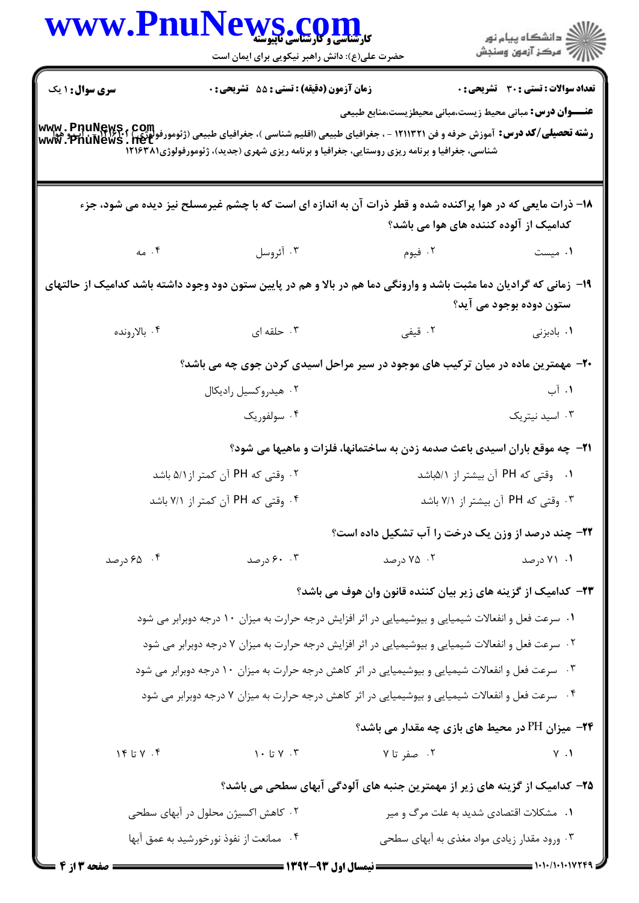**سری سوال:** ۱ یک | **زمان آزمون (دقیقه) : تستی :** ۵۵ **تشریحی :** ۰ | **تعداد سوالات : تستی :** ۳۰ **تشریحی :** ۰

**عنـــوان درس:** مبانی محیط زیست،مبانی محیطزیست،منابع طبیعی

**رشته تحصیلی/کد درس:** آموزش حرفه و فن ۱۲۱۱۳۲۱ - ، جغرافیای طبیعی (اقلیم شناسی )، جغرافیای طبیعی (ژئومورفولوژی) ۱۲۱۶۱۰۱ - ، آبوهوا شناسی، جغرافیا و برنامه ریزی روستایی، جغرافیا و برنامه ریزی شهری (جدید)، ژئومورفولوژی۱۲۱۶۳۸۱

---

**۱۸-** ذرات مایعی که در هوا پراکنده شده و قطر ذرات آن به اندازه ای است که با چشم غیرمسلح نیز دیده می شود، جزء کدامیک از آلوده کننده های هوا می باشد؟

۱. میست
۲. فیوم
۳. آئروسل
۴. مه

**۱۹-** زمانی که گرادیان دما مثبت باشد و وارونگی دما هم در بالا و هم در پایین ستون دود وجود داشته باشد کدامیک از حالتهای ستون دوده بوجود می آید؟

۱. بادبزنی
۲. قیفی
۳. حلقه ای
۴. بالارونده

**۲۰-** مهمترین ماده در میان ترکیب های موجود در سیر مراحل اسیدی کردن جوی چه می باشد؟

۱. آب
۲. هیدروکسیل رادیکال
۳. اسید نیتریک
۴. سولفوریک

**۲۱-** چه موقع باران اسیدی باعث صدمه زدن به ساختمانها، فلزات و ماهیها می شود؟

۱. وقتی که PH آن بیشتر از ۵/۱باشد
۲. وقتی که PH آن کمتر از ۵/۱ باشد
۳. وقتی که PH آن بیشتر از ۷/۱ باشد
۴. وقتی که PH آن کمتر از ۷/۱ باشد

**۲۲-** چند درصد از وزن یک درخت را آب تشکیل داده است؟

۱. ۷۱ درصد
۲. ۷۵ درصد
۳. ۶۰ درصد
۴. ۶۵ درصد

**۲۳-** کدامیک از گزینه های زیر بیان کننده قانون وان هوف می باشد؟

۱. سرعت فعل و انفعالات شیمیایی و بیوشیمیایی در اثر افزایش درجه حرارت به میزان ۱۰ درجه دوبرابر می شود
۲. سرعت فعل و انفعالات شیمیایی و بیوشیمیایی در اثر افزایش درجه حرارت به میزان ۷ درجه دوبرابر می شود
۳. سرعت فعل و انفعالات شیمیایی و بیوشیمیایی در اثر کاهش درجه حرارت به میزان ۱۰ درجه دوبرابر می شود
۴. سرعت فعل و انفعالات شیمیایی و بیوشیمیایی در اثر کاهش درجه حرارت به میزان ۷ درجه دوبرابر می شود

**۲۴-** میزان PH در محیط های بازی چه مقدار می باشد؟

۱. ۷
۲. صفر تا ۷
۳. ۷ تا ۱۰
۴. ۷ تا ۱۴

**۲۵-** کدامیک از گزینه های زیر از مهمترین جنبه های آلودگی آبهای سطحی می باشد؟

۱. مشکلات اقتصادی شدید به علت مرگ و میر
۲. کاهش اکسیژن محلول در آبهای سطحی
۳. ورود مقدار زیادی مواد مغذی به آبهای سطحی
۴. ممانعت از نفوذ نورخورشید به عمق آبها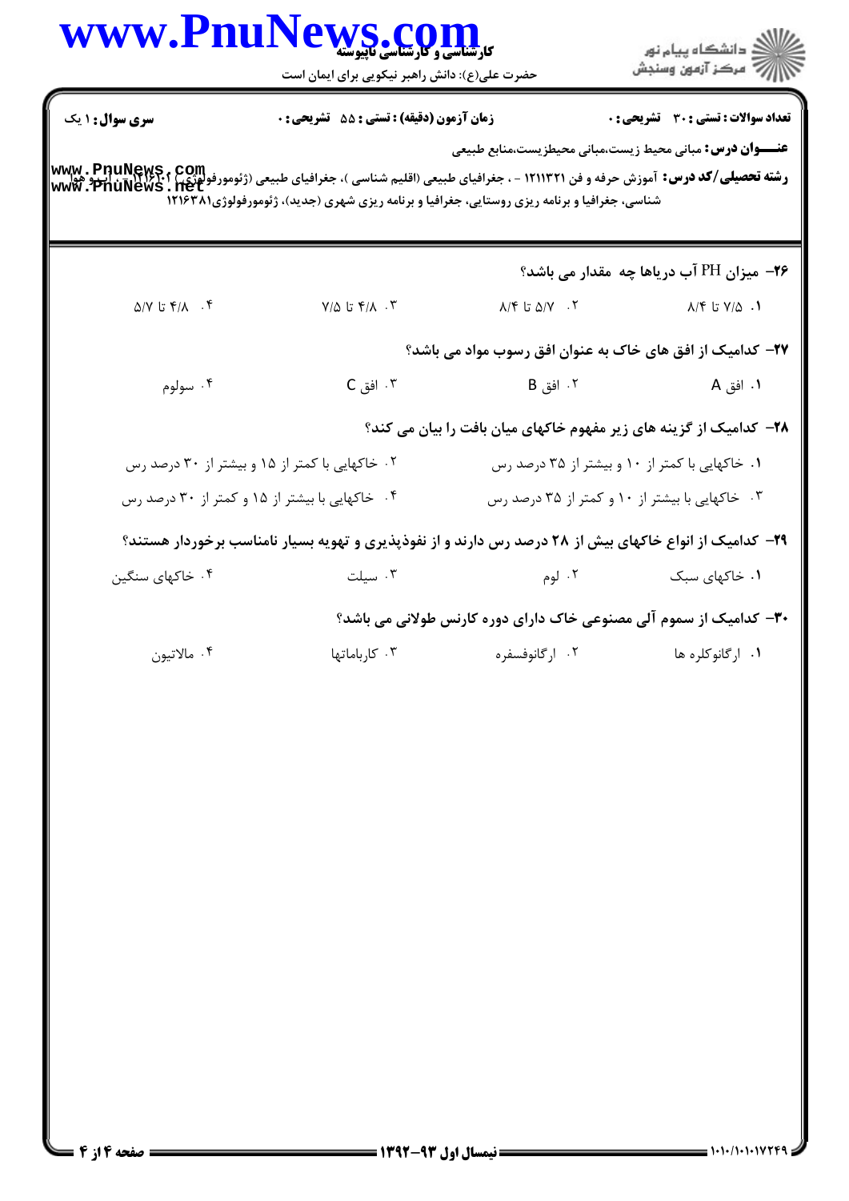**تعداد سوالات : تستی : ۳۰ تشریحی : ۰** | **زمان آزمون (دقیقه) : تستی : ۵۵ تشریحی : ۰** | **سری سوال : ۱ یک**

**عنـــوان درس:** مبانی محیط زیست،مبانی محیطزیست،منابع طبیعی

**رشته تحصیلی/کد درس:** آموزش حرفه و فن ۱۲۱۱۳۲۱ - ، جغرافیای طبیعی (اقلیم شناسی )، جغرافیای طبیعی (ژئومورفولوژی) ۱۲۱۶۱۰۱ - ، آب و هوا شناسی، جغرافیا و برنامه ریزی روستایی، جغرافیا و برنامه ریزی شهری (جدید)، ژئومورفولوژی۱۲۱۶۳۸۱

**۲۶- میزان PH آب دریاها چه مقدار می باشد؟**

۱. ۷/۵ تا ۸/۴
۲. ۵/۷ تا ۸/۴
۳. ۴/۸ تا ۷/۵
۴. ۴/۸ تا ۵/۷

**۲۷- کدامیک از افق های خاک به عنوان افق رسوب مواد می باشد؟**

۱. افق A
۲. افق B
۳. افق C
۴. سولوم

**۲۸- کدامیک از گزینه های زیر مفهوم خاکهای میان بافت را بیان می کند؟**

۱. خاکهایی با کمتر از ۱۰ و بیشتر از ۳۵ درصد رس
۲. خاکهایی با کمتر از ۱۵ و بیشتر از ۳۰ درصد رس
۳. خاکهایی با بیشتر از ۱۰ و کمتر از ۳۵ درصد رس
۴. خاکهایی با بیشتر از ۱۵ و کمتر از ۳۰ درصد رس

**۲۹- کدامیک از انواع خاکهای بیش از ۲۸ درصد رس دارند و از نفوذپذیری و تهویه بسیار نامناسب برخوردار هستند؟**

۱. خاکهای سبک
۲. لوم
۳. سیلت
۴. خاکهای سنگین

**۳۰- کدامیک از سموم آلی مصنوعی خاک دارای دوره کارنس طولانی می باشد؟**

۱. ارگانوکلره ها
۲. ارگانوفسفره
۳. کارباماتها
۴. مالاتیون